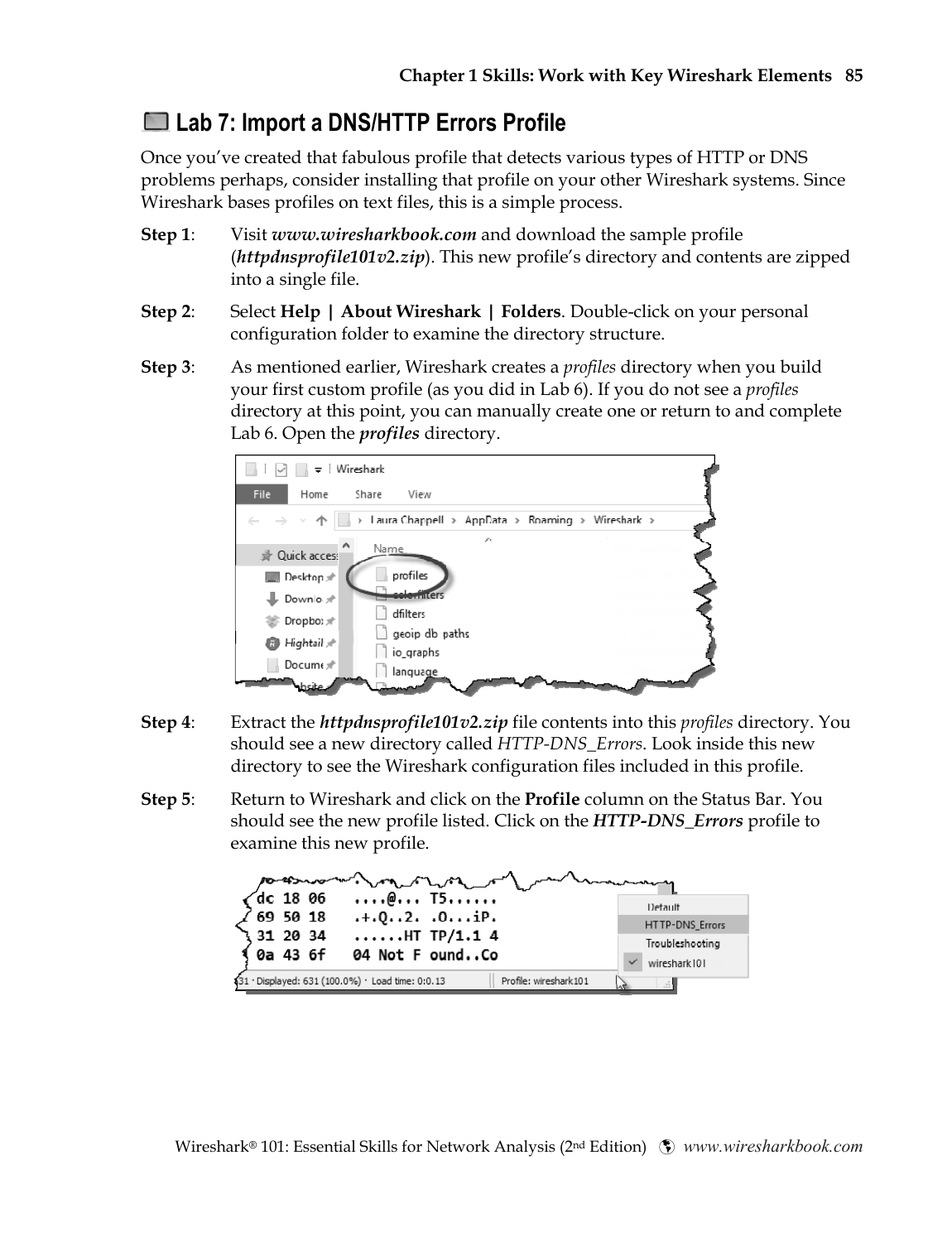## Lab 7: Import a DNS/HTTP Errors Profile

Once you've created that fabulous profile that detects various types of HTTP or DNS problems perhaps, consider installing that profile on your other Wireshark systems. Since Wireshark bases profiles on text files, this is a simple process.

**Step 1**: Visit ***www.wiresharkbook.com*** and download the sample profile (***httpdnsprofile101v2.zip***). This new profile's directory and contents are zipped into a single file.

**Step 2**: Select **Help | About Wireshark | Folders**. Double-click on your personal configuration folder to examine the directory structure.

**Step 3**: As mentioned earlier, Wireshark creates a *profiles* directory when you build your first custom profile (as you did in Lab 6). If you do not see a *profiles* directory at this point, you can manually create one or return to and complete Lab 6. Open the ***profiles*** directory.

**Step 4**: Extract the ***httpdnsprofile101v2.zip*** file contents into this *profiles* directory. You should see a new directory called *HTTP-DNS_Errors*. Look inside this new directory to see the Wireshark configuration files included in this profile.

**Step 5**: Return to Wireshark and click on the **Profile** column on the Status Bar. You should see the new profile listed. Click on the ***HTTP-DNS_Errors*** profile to examine this new profile.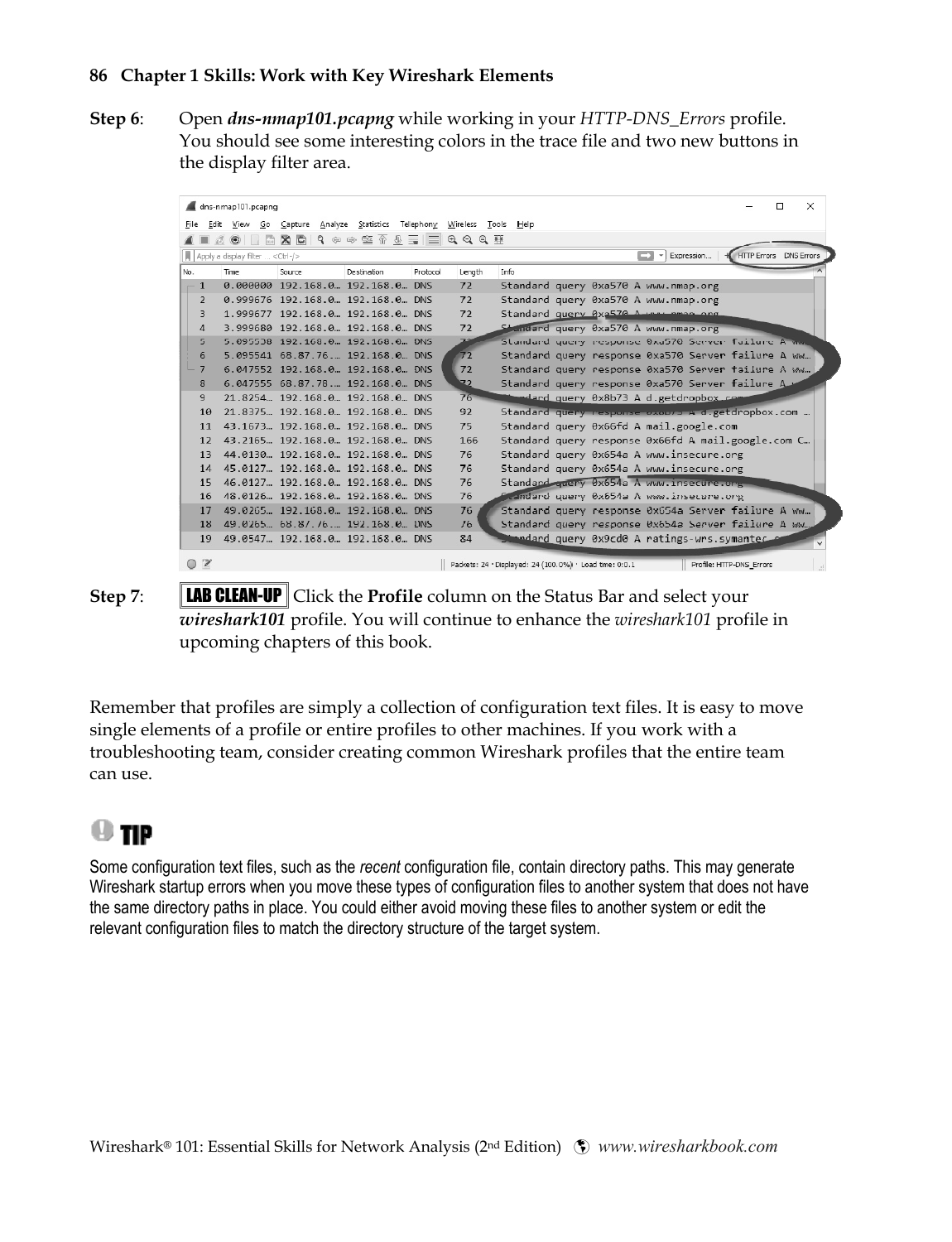**Step 6**: Open ***dns-nmap101.pcapng*** while working in your *HTTP-DNS_Errors* profile. You should see some interesting colors in the trace file and two new buttons in the display filter area.

**Step 7**: **LAB CLEAN-UP** Click the **Profile** column on the Status Bar and select your ***wireshark101*** profile. You will continue to enhance the *wireshark101* profile in upcoming chapters of this book.

Remember that profiles are simply a collection of configuration text files. It is easy to move single elements of a profile or entire profiles to other machines. If you work with a troubleshooting team, consider creating common Wireshark profiles that the entire team can use.

## TIP

Some configuration text files, such as the *recent* configuration file, contain directory paths. This may generate Wireshark startup errors when you move these types of configuration files to another system that does not have the same directory paths in place. You could either avoid moving these files to another system or edit the relevant configuration files to match the directory structure of the target system.